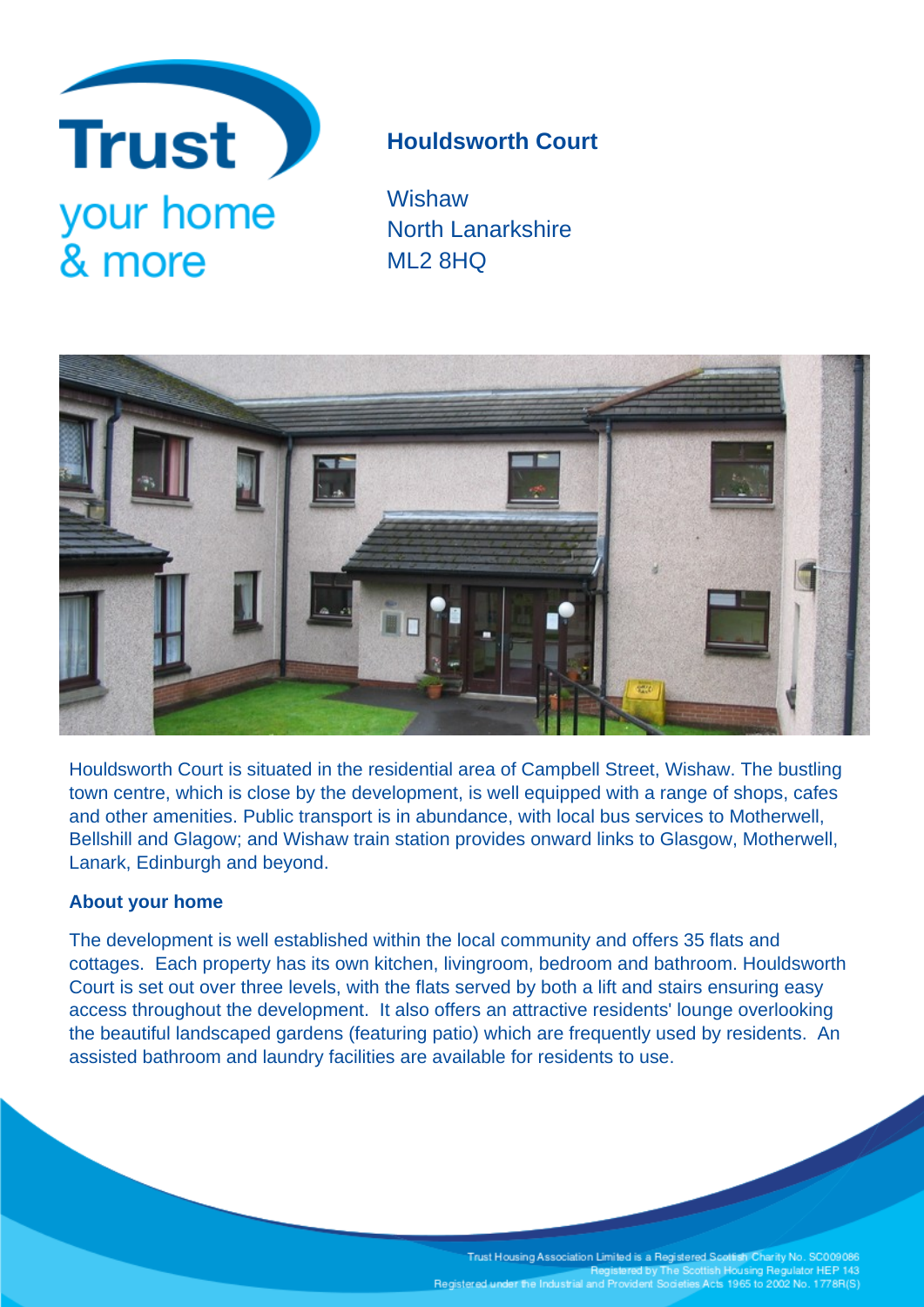Trust your home & more

# Houldsworth Court

Wishaw
North Lanarkshire
ML2 8HQ

Houldsworth Court is situated in the residential area of Campbell Street, Wishaw. The bustling town centre, which is close by the development, is well equipped with a range of shops, cafes and other amenities. Public transport is in abundance, with local bus services to Motherwell, Bellshill and Glagow; and Wishaw train station provides onward links to Glasgow, Motherwell, Lanark, Edinburgh and beyond.

## About your home

The development is well established within the local community and offers 35 flats and cottages.  Each property has its own kitchen, livingroom, bedroom and bathroom. Houldsworth Court is set out over three levels, with the flats served by both a lift and stairs ensuring easy access throughout the development.  It also offers an attractive residents' lounge overlooking the beautiful landscaped gardens (featuring patio) which are frequently used by residents.  An assisted bathroom and laundry facilities are available for residents to use.

Trust Housing Association Limited is a Registered Scottish Charity No. SC009086
Registered by The Scottish Housing Regulator HEP 143
Registered under the Industrial and Provident Societies Acts 1965 to 2002 No. 1778R(S)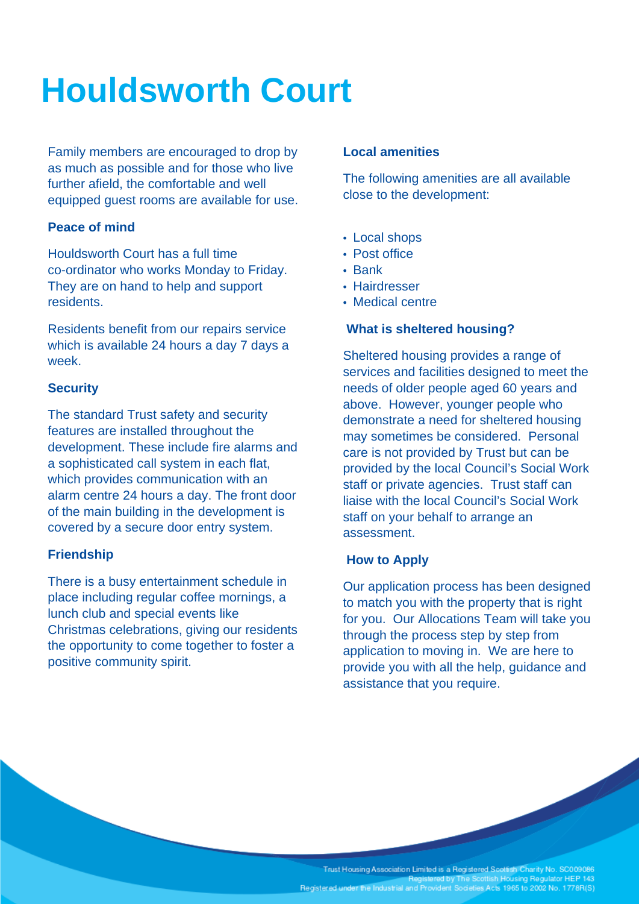# Houldsworth Court

Family members are encouraged to drop by as much as possible and for those who live further afield, the comfortable and well equipped guest rooms are available for use.

### Peace of mind

Houldsworth Court has a full time co-ordinator who works Monday to Friday. They are on hand to help and support residents.

Residents benefit from our repairs service which is available 24 hours a day 7 days a week.

### Security

The standard Trust safety and security features are installed throughout the development. These include fire alarms and a sophisticated call system in each flat, which provides communication with an alarm centre 24 hours a day. The front door of the main building in the development is covered by a secure door entry system.

### Friendship

There is a busy entertainment schedule in place including regular coffee mornings, a lunch club and special events like Christmas celebrations, giving our residents the opportunity to come together to foster a positive community spirit.

### Local amenities

The following amenities are all available close to the development:

- Local shops
- Post office
- Bank
- Hairdresser
- Medical centre

### What is sheltered housing?

Sheltered housing provides a range of services and facilities designed to meet the needs of older people aged 60 years and above. However, younger people who demonstrate a need for sheltered housing may sometimes be considered. Personal care is not provided by Trust but can be provided by the local Council's Social Work staff or private agencies. Trust staff can liaise with the local Council's Social Work staff on your behalf to arrange an assessment.

### How to Apply

Our application process has been designed to match you with the property that is right for you. Our Allocations Team will take you through the process step by step from application to moving in. We are here to provide you with all the help, guidance and assistance that you require.

Trust Housing Association Limited is a Registered Scottish Charity No. SC009086
Registered by The Scottish Housing Regulator HEP 143
Registered under the Industrial and Provident Societies Acts 1965 to 2002 No. 1778R(S)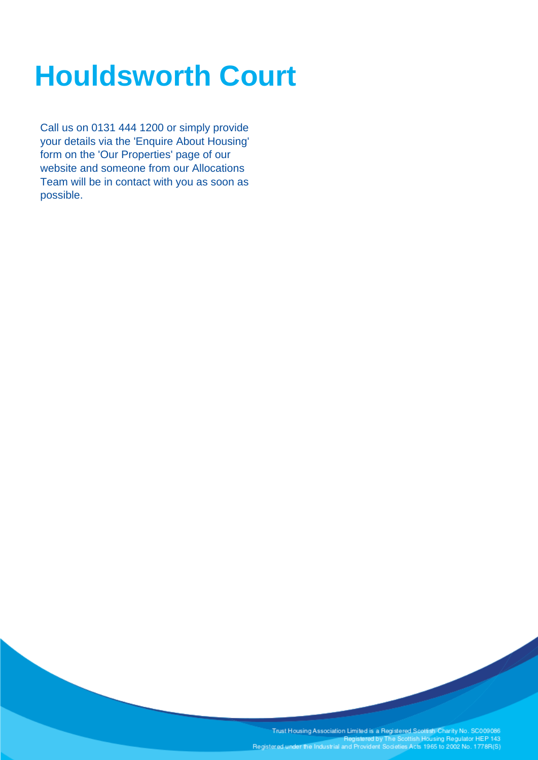# Houldsworth Court

Call us on 0131 444 1200 or simply provide your details via the 'Enquire About Housing' form on the 'Our Properties' page of our website and someone from our Allocations Team will be in contact with you as soon as possible.

Trust Housing Association Limited is a Registered Scottish Charity No. SC009086
Registered by The Scottish Housing Regulator HEP 143
Registered under the Industrial and Provident Societies Acts 1965 to 2002 No. 1778R(S)